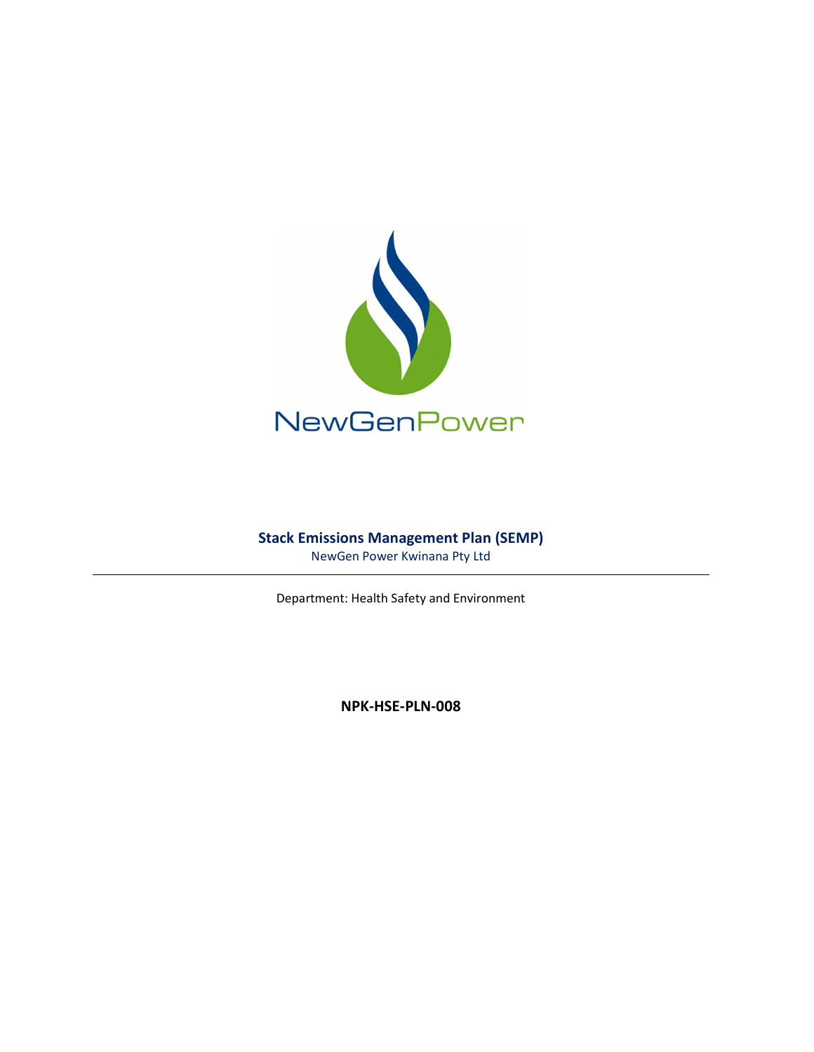NewGenPower

# Stack Emissions Management Plan (SEMP)

NewGen Power Kwinana Pty Ltd

---

Department: Health Safety and Environment

**NPK-HSE-PLN-008**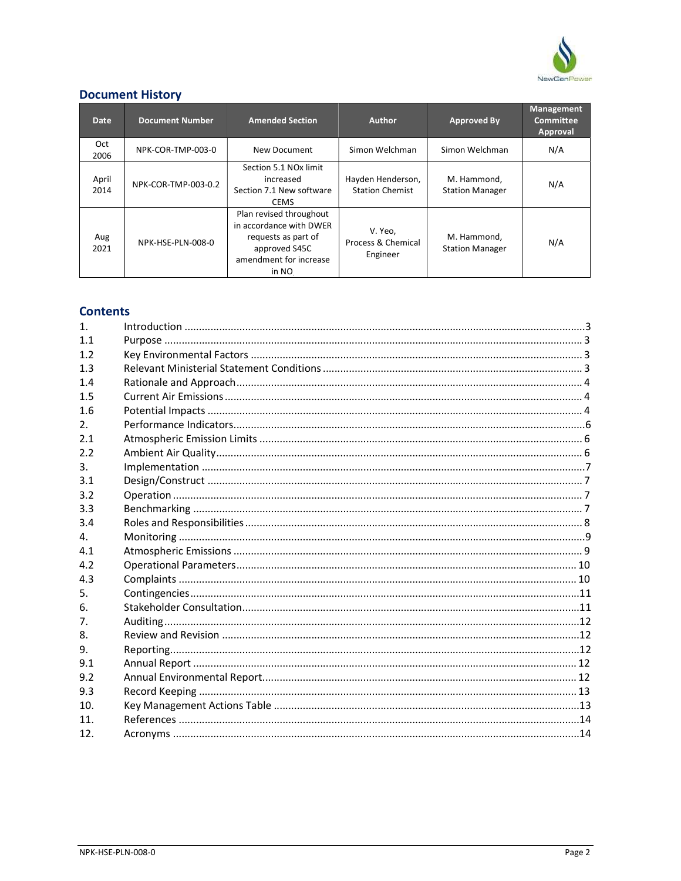## Document History

| Date | Document Number | Amended Section | Author | Approved By | Management Committee Approval |
|---|---|---|---|---|---|
| Oct 2006 | NPK-COR-TMP-003-0 | New Document | Simon Welchman | Simon Welchman | N/A |
| April 2014 | NPK-COR-TMP-003-0.2 | Section 5.1 NOx limit increased<br>Section 7.1 New software CEMS | Hayden Henderson, Station Chemist | M. Hammond, Station Manager | N/A |
| Aug 2021 | NPK-HSE-PLN-008-0 | Plan revised throughout in accordance with DWER requests as part of approved S45C amendment for increase in NO | V. Yeo, Process & Chemical Engineer | M. Hammond, Station Manager | N/A |

## Contents

1. Introduction ........ 3
- 1.1 Purpose ........ 3
- 1.2 Key Environmental Factors ........ 3
- 1.3 Relevant Ministerial Statement Conditions ........ 3
- 1.4 Rationale and Approach ........ 4
- 1.5 Current Air Emissions ........ 4
- 1.6 Potential Impacts ........ 4

2. Performance Indicators ........ 6
- 2.1 Atmospheric Emission Limits ........ 6
- 2.2 Ambient Air Quality ........ 6

3. Implementation ........ 7
- 3.1 Design/Construct ........ 7
- 3.2 Operation ........ 7
- 3.3 Benchmarking ........ 7
- 3.4 Roles and Responsibilities ........ 8

4. Monitoring ........ 9
- 4.1 Atmospheric Emissions ........ 9
- 4.2 Operational Parameters ........ 10
- 4.3 Complaints ........ 10

5. Contingencies ........ 11
6. Stakeholder Consultation ........ 11
7. Auditing ........ 12
8. Review and Revision ........ 12
9. Reporting ........ 12
- 9.1 Annual Report ........ 12
- 9.2 Annual Environmental Report ........ 12
- 9.3 Record Keeping ........ 13

10. Key Management Actions Table ........ 13
11. References ........ 14
12. Acronyms ........ 14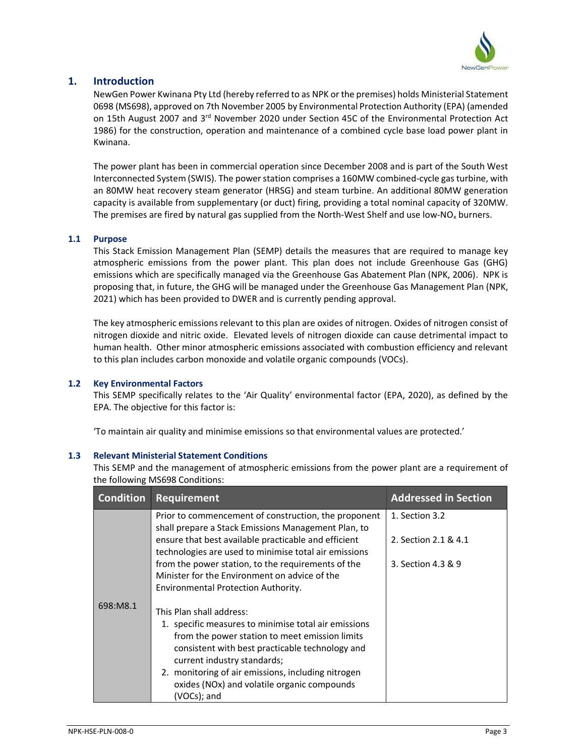# 1. Introduction

NewGen Power Kwinana Pty Ltd (hereby referred to as NPK or the premises) holds Ministerial Statement 0698 (MS698), approved on 7th November 2005 by Environmental Protection Authority (EPA) (amended on 15th August 2007 and 3rd November 2020 under Section 45C of the Environmental Protection Act 1986) for the construction, operation and maintenance of a combined cycle base load power plant in Kwinana.

The power plant has been in commercial operation since December 2008 and is part of the South West Interconnected System (SWIS). The power station comprises a 160MW combined-cycle gas turbine, with an 80MW heat recovery steam generator (HRSG) and steam turbine. An additional 80MW generation capacity is available from supplementary (or duct) firing, providing a total nominal capacity of 320MW. The premises are fired by natural gas supplied from the North-West Shelf and use low-$NO_x$ burners.

## 1.1 Purpose

This Stack Emission Management Plan (SEMP) details the measures that are required to manage key atmospheric emissions from the power plant. This plan does not include Greenhouse Gas (GHG) emissions which are specifically managed via the Greenhouse Gas Abatement Plan (NPK, 2006). NPK is proposing that, in future, the GHG will be managed under the Greenhouse Gas Management Plan (NPK, 2021) which has been provided to DWER and is currently pending approval.

The key atmospheric emissions relevant to this plan are oxides of nitrogen. Oxides of nitrogen consist of nitrogen dioxide and nitric oxide. Elevated levels of nitrogen dioxide can cause detrimental impact to human health. Other minor atmospheric emissions associated with combustion efficiency and relevant to this plan includes carbon monoxide and volatile organic compounds (VOCs).

## 1.2 Key Environmental Factors

This SEMP specifically relates to the 'Air Quality' environmental factor (EPA, 2020), as defined by the EPA. The objective for this factor is:

'To maintain air quality and minimise emissions so that environmental values are protected.'

## 1.3 Relevant Ministerial Statement Conditions

This SEMP and the management of atmospheric emissions from the power plant are a requirement of the following MS698 Conditions:

| Condition | Requirement | Addressed in Section |
|---|---|---|
| 698:M8.1 | Prior to commencement of construction, the proponent shall prepare a Stack Emissions Management Plan, to ensure that best available practicable and efficient technologies are used to minimise total air emissions from the power station, to the requirements of the Minister for the Environment on advice of the Environmental Protection Authority.<br><br>This Plan shall address:<br>1. specific measures to minimise total air emissions from the power station to meet emission limits consistent with best practicable technology and current industry standards;<br>2. monitoring of air emissions, including nitrogen oxides (NOx) and volatile organic compounds (VOCs); and | 1. Section 3.2<br><br>2. Section 2.1 & 4.1<br><br>3. Section 4.3 & 9 |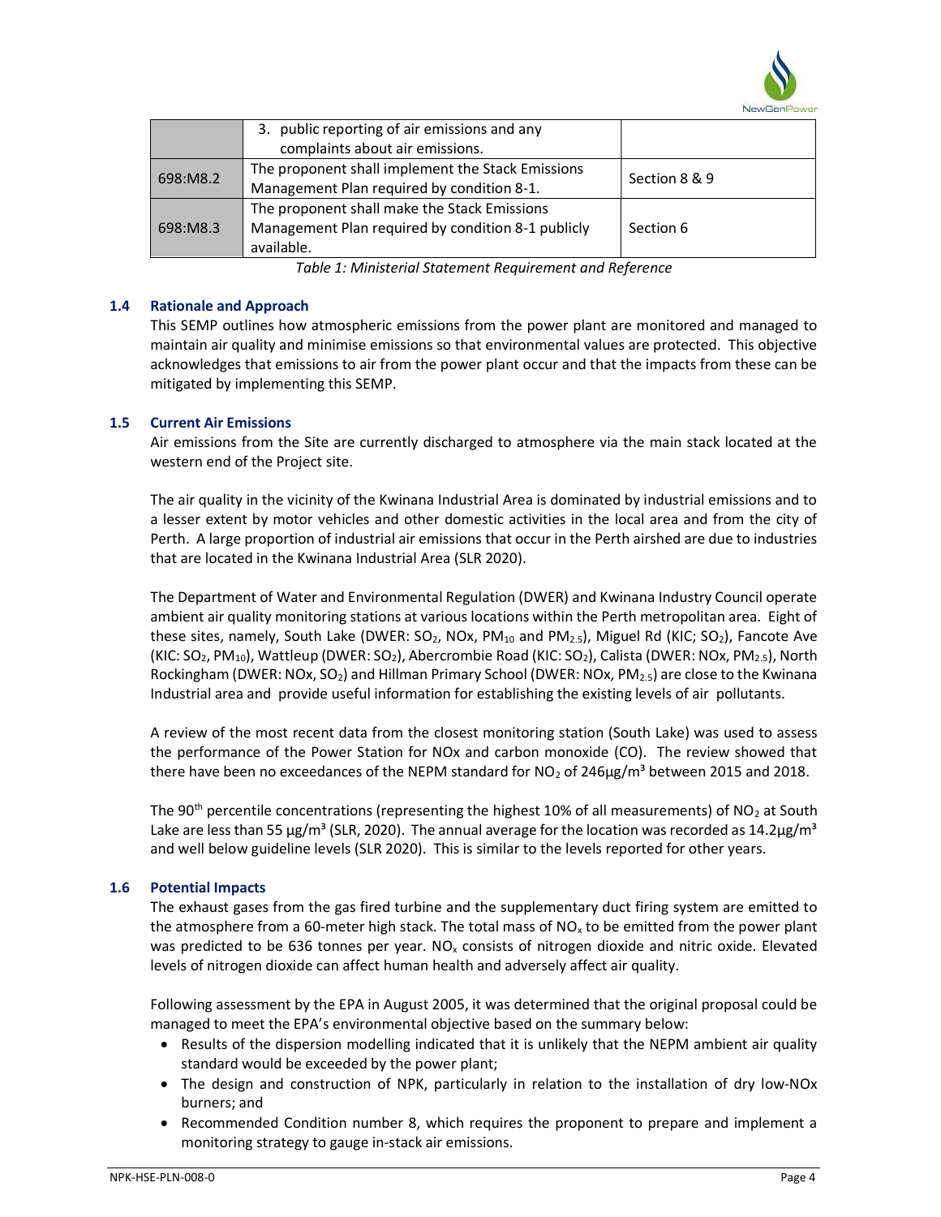| | 3. public reporting of air emissions and any complaints about air emissions. | |
|---|---|---|
| 698:M8.2 | The proponent shall implement the Stack Emissions Management Plan required by condition 8-1. | Section 8 & 9 |
| 698:M8.3 | The proponent shall make the Stack Emissions Management Plan required by condition 8-1 publicly available. | Section 6 |

*Table 1: Ministerial Statement Requirement and Reference*

### 1.4 Rationale and Approach

This SEMP outlines how atmospheric emissions from the power plant are monitored and managed to maintain air quality and minimise emissions so that environmental values are protected. This objective acknowledges that emissions to air from the power plant occur and that the impacts from these can be mitigated by implementing this SEMP.

### 1.5 Current Air Emissions

Air emissions from the Site are currently discharged to atmosphere via the main stack located at the western end of the Project site.

The air quality in the vicinity of the Kwinana Industrial Area is dominated by industrial emissions and to a lesser extent by motor vehicles and other domestic activities in the local area and from the city of Perth. A large proportion of industrial air emissions that occur in the Perth airshed are due to industries that are located in the Kwinana Industrial Area (SLR 2020).

The Department of Water and Environmental Regulation (DWER) and Kwinana Industry Council operate ambient air quality monitoring stations at various locations within the Perth metropolitan area. Eight of these sites, namely, South Lake (DWER: $SO_2$, NOx, $PM_{10}$ and $PM_{2.5}$), Miguel Rd (KIC; $SO_2$), Fancote Ave (KIC: $SO_2$, $PM_{10}$), Wattleup (DWER: $SO_2$), Abercrombie Road (KIC: $SO_2$), Calista (DWER: NOx, $PM_{2.5}$), North Rockingham (DWER: NOx, $SO_2$) and Hillman Primary School (DWER: NOx, $PM_{2.5}$) are close to the Kwinana Industrial area and provide useful information for establishing the existing levels of air pollutants.

A review of the most recent data from the closest monitoring station (South Lake) was used to assess the performance of the Power Station for NOx and carbon monoxide (CO). The review showed that there have been no exceedances of the NEPM standard for $NO_2$ of 246µg/m³ between 2015 and 2018.

The 90th percentile concentrations (representing the highest 10% of all measurements) of $NO_2$ at South Lake are less than 55 µg/m³ (SLR, 2020). The annual average for the location was recorded as 14.2µg/m³ and well below guideline levels (SLR 2020). This is similar to the levels reported for other years.

### 1.6 Potential Impacts

The exhaust gases from the gas fired turbine and the supplementary duct firing system are emitted to the atmosphere from a 60-meter high stack. The total mass of $NO_x$ to be emitted from the power plant was predicted to be 636 tonnes per year. $NO_x$ consists of nitrogen dioxide and nitric oxide. Elevated levels of nitrogen dioxide can affect human health and adversely affect air quality.

Following assessment by the EPA in August 2005, it was determined that the original proposal could be managed to meet the EPA's environmental objective based on the summary below:

- Results of the dispersion modelling indicated that it is unlikely that the NEPM ambient air quality standard would be exceeded by the power plant;
- The design and construction of NPK, particularly in relation to the installation of dry low-NOx burners; and
- Recommended Condition number 8, which requires the proponent to prepare and implement a monitoring strategy to gauge in-stack air emissions.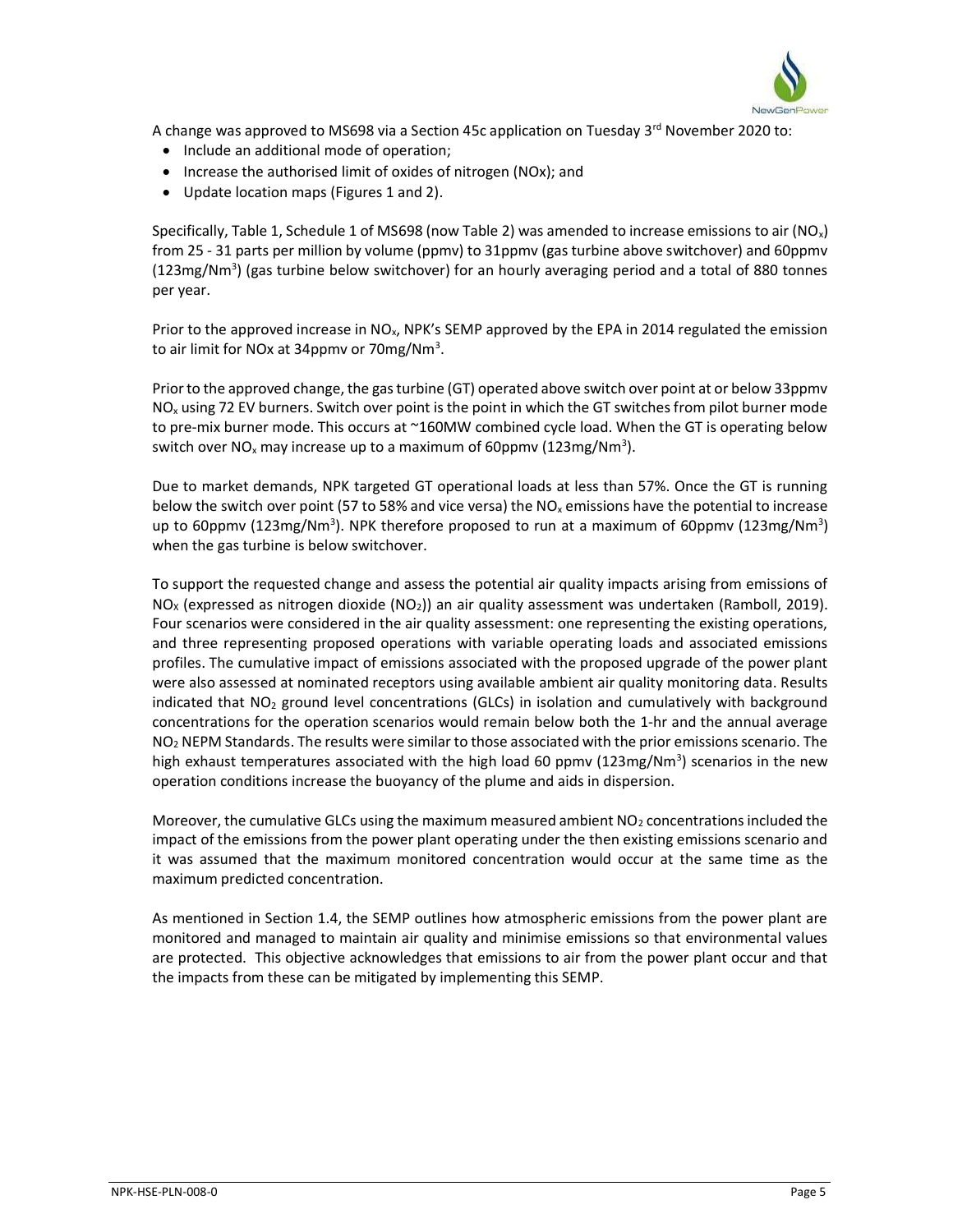A change was approved to MS698 via a Section 45c application on Tuesday 3rd November 2020 to:

- Include an additional mode of operation;
- Increase the authorised limit of oxides of nitrogen (NOx); and
- Update location maps (Figures 1 and 2).

Specifically, Table 1, Schedule 1 of MS698 (now Table 2) was amended to increase emissions to air ($NO_x$) from 25 - 31 parts per million by volume (ppmv) to 31ppmv (gas turbine above switchover) and 60ppmv (123mg/Nm$^3$) (gas turbine below switchover) for an hourly averaging period and a total of 880 tonnes per year.

Prior to the approved increase in $NO_x$, NPK's SEMP approved by the EPA in 2014 regulated the emission to air limit for NOx at 34ppmv or 70mg/Nm$^3$.

Prior to the approved change, the gas turbine (GT) operated above switch over point at or below 33ppmv $NO_x$ using 72 EV burners. Switch over point is the point in which the GT switches from pilot burner mode to pre-mix burner mode. This occurs at ~160MW combined cycle load. When the GT is operating below switch over $NO_x$ may increase up to a maximum of 60ppmv (123mg/Nm$^3$).

Due to market demands, NPK targeted GT operational loads at less than 57%. Once the GT is running below the switch over point (57 to 58% and vice versa) the $NO_x$ emissions have the potential to increase up to 60ppmv (123mg/Nm$^3$). NPK therefore proposed to run at a maximum of 60ppmv (123mg/Nm$^3$) when the gas turbine is below switchover.

To support the requested change and assess the potential air quality impacts arising from emissions of $NO_X$ (expressed as nitrogen dioxide ($NO_2$)) an air quality assessment was undertaken (Ramboll, 2019). Four scenarios were considered in the air quality assessment: one representing the existing operations, and three representing proposed operations with variable operating loads and associated emissions profiles. The cumulative impact of emissions associated with the proposed upgrade of the power plant were also assessed at nominated receptors using available ambient air quality monitoring data. Results indicated that $NO_2$ ground level concentrations (GLCs) in isolation and cumulatively with background concentrations for the operation scenarios would remain below both the 1-hr and the annual average $NO_2$ NEPM Standards. The results were similar to those associated with the prior emissions scenario. The high exhaust temperatures associated with the high load 60 ppmv (123mg/Nm$^3$) scenarios in the new operation conditions increase the buoyancy of the plume and aids in dispersion.

Moreover, the cumulative GLCs using the maximum measured ambient $NO_2$ concentrations included the impact of the emissions from the power plant operating under the then existing emissions scenario and it was assumed that the maximum monitored concentration would occur at the same time as the maximum predicted concentration.

As mentioned in Section 1.4, the SEMP outlines how atmospheric emissions from the power plant are monitored and managed to maintain air quality and minimise emissions so that environmental values are protected. This objective acknowledges that emissions to air from the power plant occur and that the impacts from these can be mitigated by implementing this SEMP.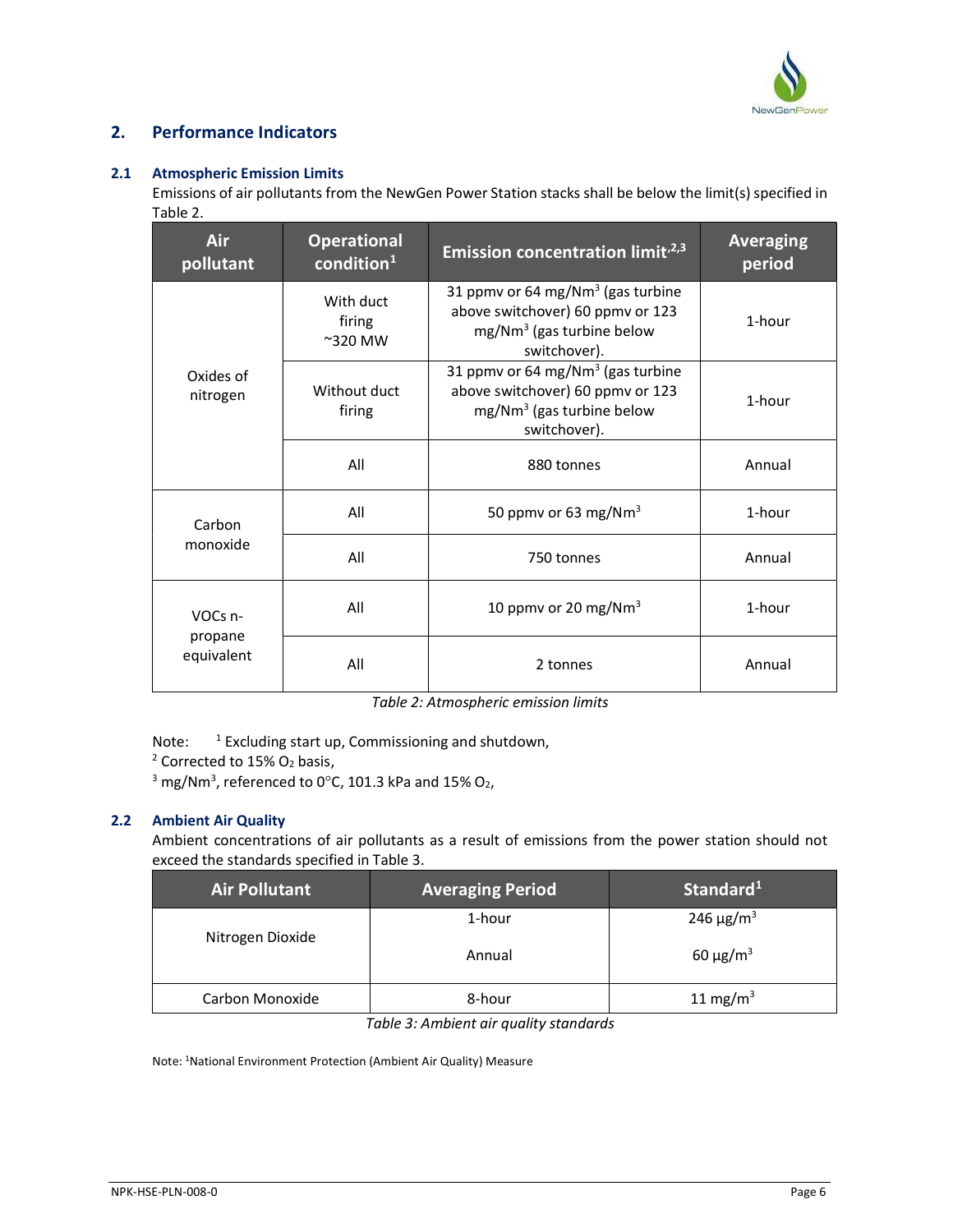## 2. Performance Indicators

### 2.1 Atmospheric Emission Limits

Emissions of air pollutants from the NewGen Power Station stacks shall be below the limit(s) specified in Table 2.

| Air pollutant | Operational condition[1] | Emission concentration limit[2,3] | Averaging period |
|---|---|---|---|
| Oxides of nitrogen | With duct firing ~320 MW | 31 ppmv or 64 mg/Nm$^3$ (gas turbine above switchover) 60 ppmv or 123 mg/Nm$^3$ (gas turbine below switchover). | 1-hour |
| | Without duct firing | 31 ppmv or 64 mg/Nm$^3$ (gas turbine above switchover) 60 ppmv or 123 mg/Nm$^3$ (gas turbine below switchover). | 1-hour |
| | All | 880 tonnes | Annual |
| Carbon monoxide | All | 50 ppmv or 63 mg/Nm$^3$ | 1-hour |
| | All | 750 tonnes | Annual |
| VOCs n-propane equivalent | All | 10 ppmv or 20 mg/Nm$^3$ | 1-hour |
| | All | 2 tonnes | Annual |

*Table 2: Atmospheric emission limits*

Note: [1] Excluding start up, Commissioning and shutdown,
[2] Corrected to 15% $O_2$ basis,
[3] mg/Nm$^3$, referenced to 0°C, 101.3 kPa and 15% $O_2$,

### 2.2 Ambient Air Quality

Ambient concentrations of air pollutants as a result of emissions from the power station should not exceed the standards specified in Table 3.

| Air Pollutant | Averaging Period | Standard[1] |
|---|---|---|
| Nitrogen Dioxide | 1-hour | 246 µg/m$^3$ |
| | Annual | 60 µg/m$^3$ |
| Carbon Monoxide | 8-hour | 11 mg/m$^3$ |

*Table 3: Ambient air quality standards*

Note: [1]National Environment Protection (Ambient Air Quality) Measure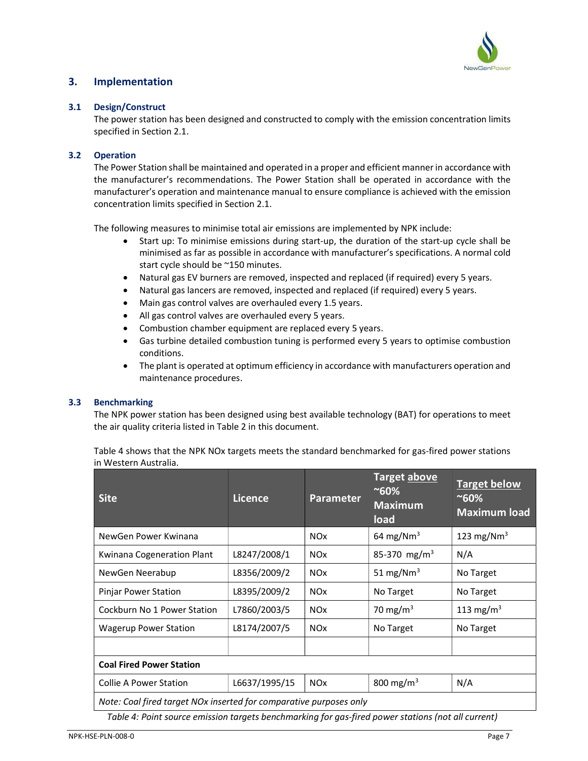## 3. Implementation

### 3.1 Design/Construct

The power station has been designed and constructed to comply with the emission concentration limits specified in Section 2.1.

### 3.2 Operation

The Power Station shall be maintained and operated in a proper and efficient manner in accordance with the manufacturer's recommendations. The Power Station shall be operated in accordance with the manufacturer's operation and maintenance manual to ensure compliance is achieved with the emission concentration limits specified in Section 2.1.

The following measures to minimise total air emissions are implemented by NPK include:

- Start up: To minimise emissions during start-up, the duration of the start-up cycle shall be minimised as far as possible in accordance with manufacturer's specifications. A normal cold start cycle should be ~150 minutes.
- Natural gas EV burners are removed, inspected and replaced (if required) every 5 years.
- Natural gas lancers are removed, inspected and replaced (if required) every 5 years.
- Main gas control valves are overhauled every 1.5 years.
- All gas control valves are overhauled every 5 years.
- Combustion chamber equipment are replaced every 5 years.
- Gas turbine detailed combustion tuning is performed every 5 years to optimise combustion conditions.
- The plant is operated at optimum efficiency in accordance with manufacturers operation and maintenance procedures.

### 3.3 Benchmarking

The NPK power station has been designed using best available technology (BAT) for operations to meet the air quality criteria listed in Table 2 in this document.

Table 4 shows that the NPK NOx targets meets the standard benchmarked for gas-fired power stations in Western Australia.

| Site | Licence | Parameter | Target above ~60% Maximum load | Target below ~60% Maximum load |
|---|---|---|---|---|
| NewGen Power Kwinana | | NOx | 64 mg/Nm$^3$ | 123 mg/Nm$^3$ |
| Kwinana Cogeneration Plant | L8247/2008/1 | NOx | 85-370 mg/m$^3$ | N/A |
| NewGen Neerabup | L8356/2009/2 | NOx | 51 mg/Nm$^3$ | No Target |
| Pinjar Power Station | L8395/2009/2 | NOx | No Target | No Target |
| Cockburn No 1 Power Station | L7860/2003/5 | NOx | 70 mg/m$^3$ | 113 mg/m$^3$ |
| Wagerup Power Station | L8174/2007/5 | NOx | No Target | No Target |
| | | | | |
| **Coal Fired Power Station** | | | | |
| Collie A Power Station | L6637/1995/15 | NOx | 800 mg/m$^3$ | N/A |
| *Note: Coal fired target NOx inserted for comparative purposes only* | | | | |

*Table 4: Point source emission targets benchmarking for gas-fired power stations (not all current)*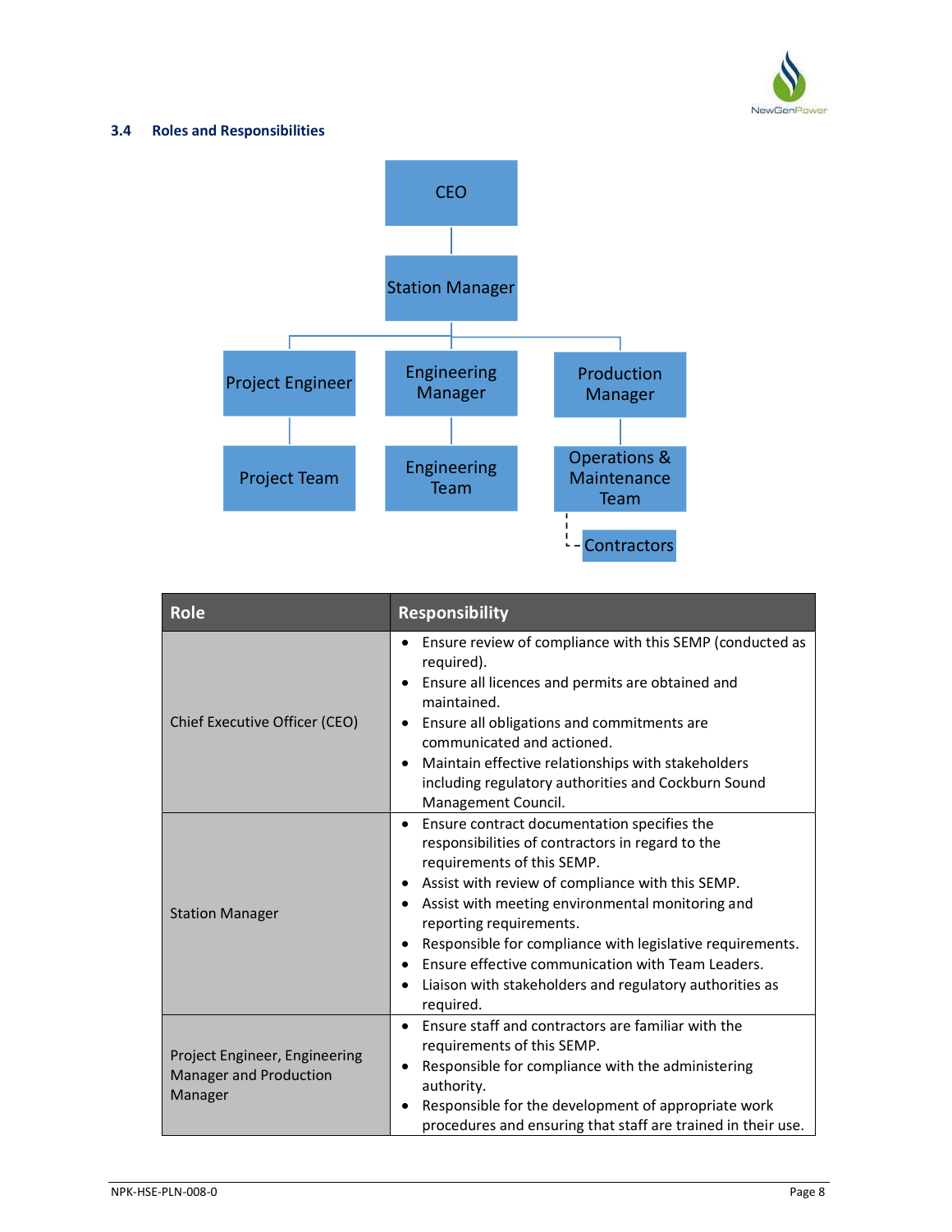### 3.4 Roles and Responsibilities

CEO

Station Manager

Project Engineer

Engineering Manager

Production Manager

Project Team

Engineering Team

Operations & Maintenance Team

Contractors

| Role | Responsibility |
|---|---|
| Chief Executive Officer (CEO) | • Ensure review of compliance with this SEMP (conducted as required).<br>• Ensure all licences and permits are obtained and maintained.<br>• Ensure all obligations and commitments are communicated and actioned.<br>• Maintain effective relationships with stakeholders including regulatory authorities and Cockburn Sound Management Council. |
| Station Manager | • Ensure contract documentation specifies the responsibilities of contractors in regard to the requirements of this SEMP.<br>• Assist with review of compliance with this SEMP.<br>• Assist with meeting environmental monitoring and reporting requirements.<br>• Responsible for compliance with legislative requirements.<br>• Ensure effective communication with Team Leaders.<br>• Liaison with stakeholders and regulatory authorities as required. |
| Project Engineer, Engineering Manager and Production Manager | • Ensure staff and contractors are familiar with the requirements of this SEMP.<br>• Responsible for compliance with the administering authority.<br>• Responsible for the development of appropriate work procedures and ensuring that staff are trained in their use. |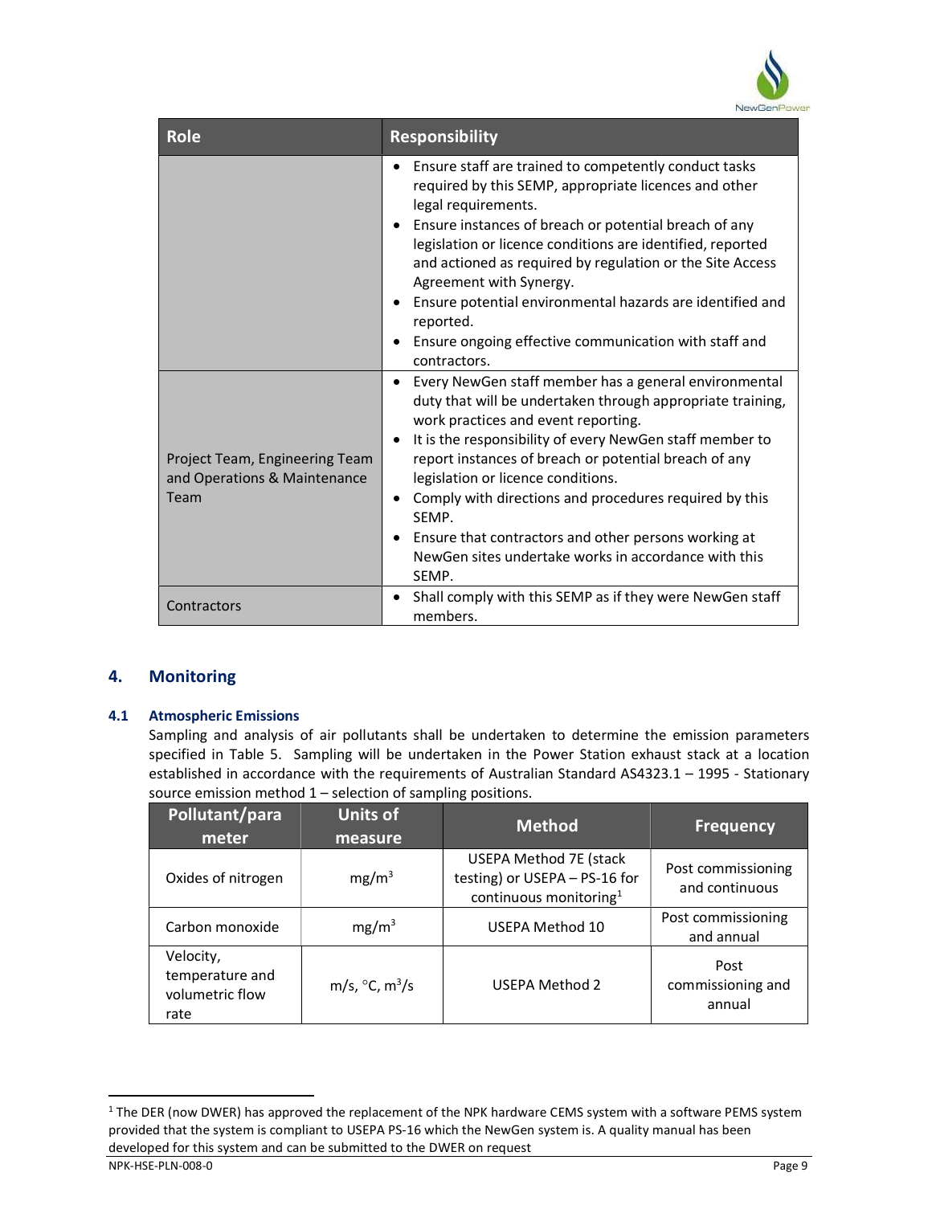| Role | Responsibility |
| --- | --- |
| | • Ensure staff are trained to competently conduct tasks required by this SEMP, appropriate licences and other legal requirements.<br>• Ensure instances of breach or potential breach of any legislation or licence conditions are identified, reported and actioned as required by regulation or the Site Access Agreement with Synergy.<br>• Ensure potential environmental hazards are identified and reported.<br>• Ensure ongoing effective communication with staff and contractors. |
| Project Team, Engineering Team and Operations & Maintenance Team | • Every NewGen staff member has a general environmental duty that will be undertaken through appropriate training, work practices and event reporting.<br>• It is the responsibility of every NewGen staff member to report instances of breach or potential breach of any legislation or licence conditions.<br>• Comply with directions and procedures required by this SEMP.<br>• Ensure that contractors and other persons working at NewGen sites undertake works in accordance with this SEMP. |
| Contractors | • Shall comply with this SEMP as if they were NewGen staff members. |

## 4. Monitoring

### 4.1 Atmospheric Emissions

Sampling and analysis of air pollutants shall be undertaken to determine the emission parameters specified in Table 5. Sampling will be undertaken in the Power Station exhaust stack at a location established in accordance with the requirements of Australian Standard AS4323.1 – 1995 - Stationary source emission method 1 – selection of sampling positions.

| Pollutant/parameter | Units of measure | Method | Frequency |
| --- | --- | --- | --- |
| Oxides of nitrogen | $mg/m^3$ | USEPA Method 7E (stack testing) or USEPA – PS-16 for continuous monitoring[1] | Post commissioning and continuous |
| Carbon monoxide | $mg/m^3$ | USEPA Method 10 | Post commissioning and annual |
| Velocity, temperature and volumetric flow rate | m/s, °C, $m^3/s$ | USEPA Method 2 | Post commissioning and annual |

[1] The DER (now DWER) has approved the replacement of the NPK hardware CEMS system with a software PEMS system provided that the system is compliant to USEPA PS-16 which the NewGen system is. A quality manual has been developed for this system and can be submitted to the DWER on request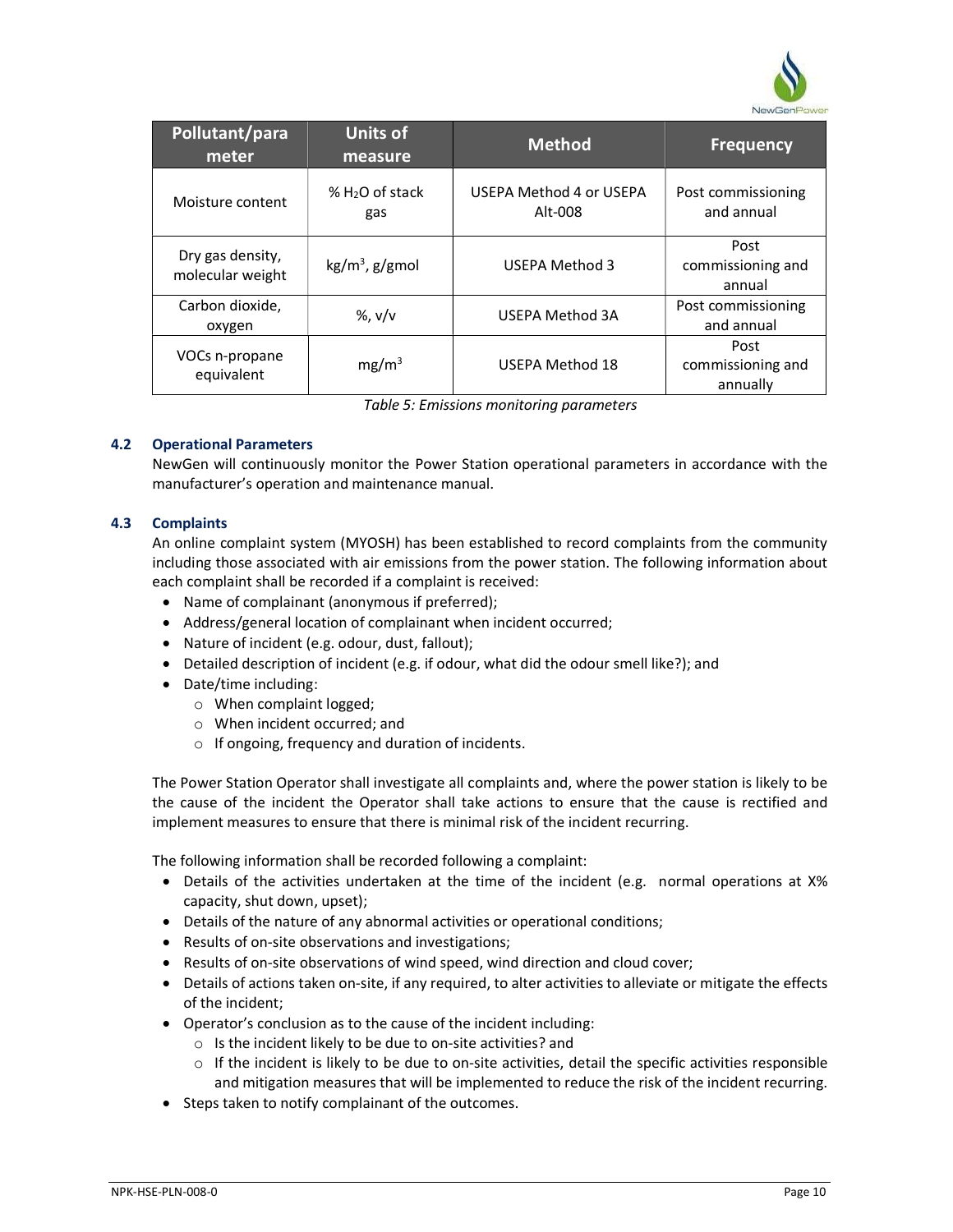| Pollutant/parameter | Units of measure | Method | Frequency |
|---|---|---|---|
| Moisture content | % $H_2O$ of stack gas | USEPA Method 4 or USEPA Alt-008 | Post commissioning and annual |
| Dry gas density, molecular weight | $kg/m^3$, g/gmol | USEPA Method 3 | Post commissioning and annual |
| Carbon dioxide, oxygen | %, v/v | USEPA Method 3A | Post commissioning and annual |
| VOCs n-propane equivalent | $mg/m^3$ | USEPA Method 18 | Post commissioning and annually |

*Table 5: Emissions monitoring parameters*

### 4.2 Operational Parameters

NewGen will continuously monitor the Power Station operational parameters in accordance with the manufacturer's operation and maintenance manual.

### 4.3 Complaints

An online complaint system (MYOSH) has been established to record complaints from the community including those associated with air emissions from the power station. The following information about each complaint shall be recorded if a complaint is received:

- Name of complainant (anonymous if preferred);
- Address/general location of complainant when incident occurred;
- Nature of incident (e.g. odour, dust, fallout);
- Detailed description of incident (e.g. if odour, what did the odour smell like?); and
- Date/time including:
  - When complaint logged;
  - When incident occurred; and
  - If ongoing, frequency and duration of incidents.

The Power Station Operator shall investigate all complaints and, where the power station is likely to be the cause of the incident the Operator shall take actions to ensure that the cause is rectified and implement measures to ensure that there is minimal risk of the incident recurring.

The following information shall be recorded following a complaint:

- Details of the activities undertaken at the time of the incident (e.g. normal operations at X% capacity, shut down, upset);
- Details of the nature of any abnormal activities or operational conditions;
- Results of on-site observations and investigations;
- Results of on-site observations of wind speed, wind direction and cloud cover;
- Details of actions taken on-site, if any required, to alter activities to alleviate or mitigate the effects of the incident;
- Operator's conclusion as to the cause of the incident including:
  - Is the incident likely to be due to on-site activities? and
  - If the incident is likely to be due to on-site activities, detail the specific activities responsible and mitigation measures that will be implemented to reduce the risk of the incident recurring.
- Steps taken to notify complainant of the outcomes.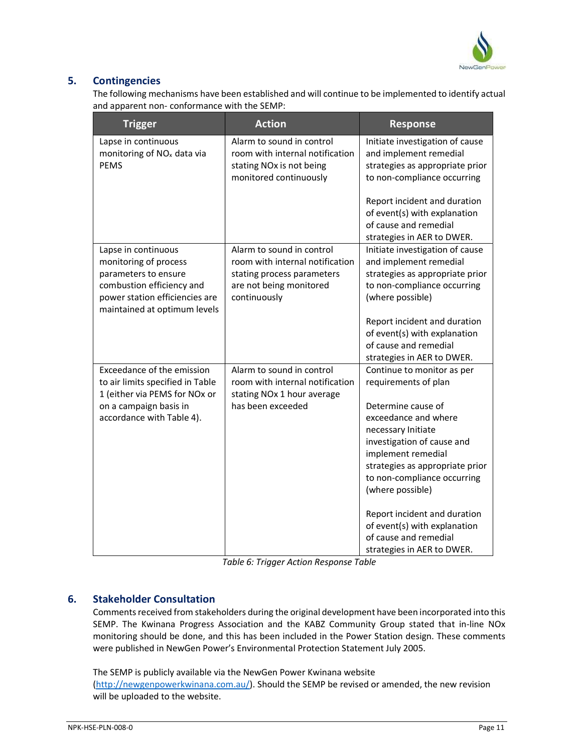## 5. Contingencies

The following mechanisms have been established and will continue to be implemented to identify actual and apparent non- conformance with the SEMP:

| Trigger | Action | Response |
|---|---|---|
| Lapse in continuous monitoring of $NO_x$ data via PEMS | Alarm to sound in control room with internal notification stating NOx is not being monitored continuously | Initiate investigation of cause and implement remedial strategies as appropriate prior to non-compliance occurring<br><br>Report incident and duration of event(s) with explanation of cause and remedial strategies in AER to DWER. |
| Lapse in continuous monitoring of process parameters to ensure combustion efficiency and power station efficiencies are maintained at optimum levels | Alarm to sound in control room with internal notification stating process parameters are not being monitored continuously | Initiate investigation of cause and implement remedial strategies as appropriate prior to non-compliance occurring (where possible)<br><br>Report incident and duration of event(s) with explanation of cause and remedial strategies in AER to DWER. |
| Exceedance of the emission to air limits specified in Table 1 (either via PEMS for NOx or on a campaign basis in accordance with Table 4). | Alarm to sound in control room with internal notification stating NOx 1 hour average has been exceeded | Continue to monitor as per requirements of plan<br><br>Determine cause of exceedance and where necessary Initiate investigation of cause and implement remedial strategies as appropriate prior to non-compliance occurring (where possible)<br><br>Report incident and duration of event(s) with explanation of cause and remedial strategies in AER to DWER. |

*Table 6: Trigger Action Response Table*

## 6. Stakeholder Consultation

Comments received from stakeholders during the original development have been incorporated into this SEMP. The Kwinana Progress Association and the KABZ Community Group stated that in-line NOx monitoring should be done, and this has been included in the Power Station design. These comments were published in NewGen Power's Environmental Protection Statement July 2005.

The SEMP is publicly available via the NewGen Power Kwinana website (http://newgenpowerkwinana.com.au/). Should the SEMP be revised or amended, the new revision will be uploaded to the website.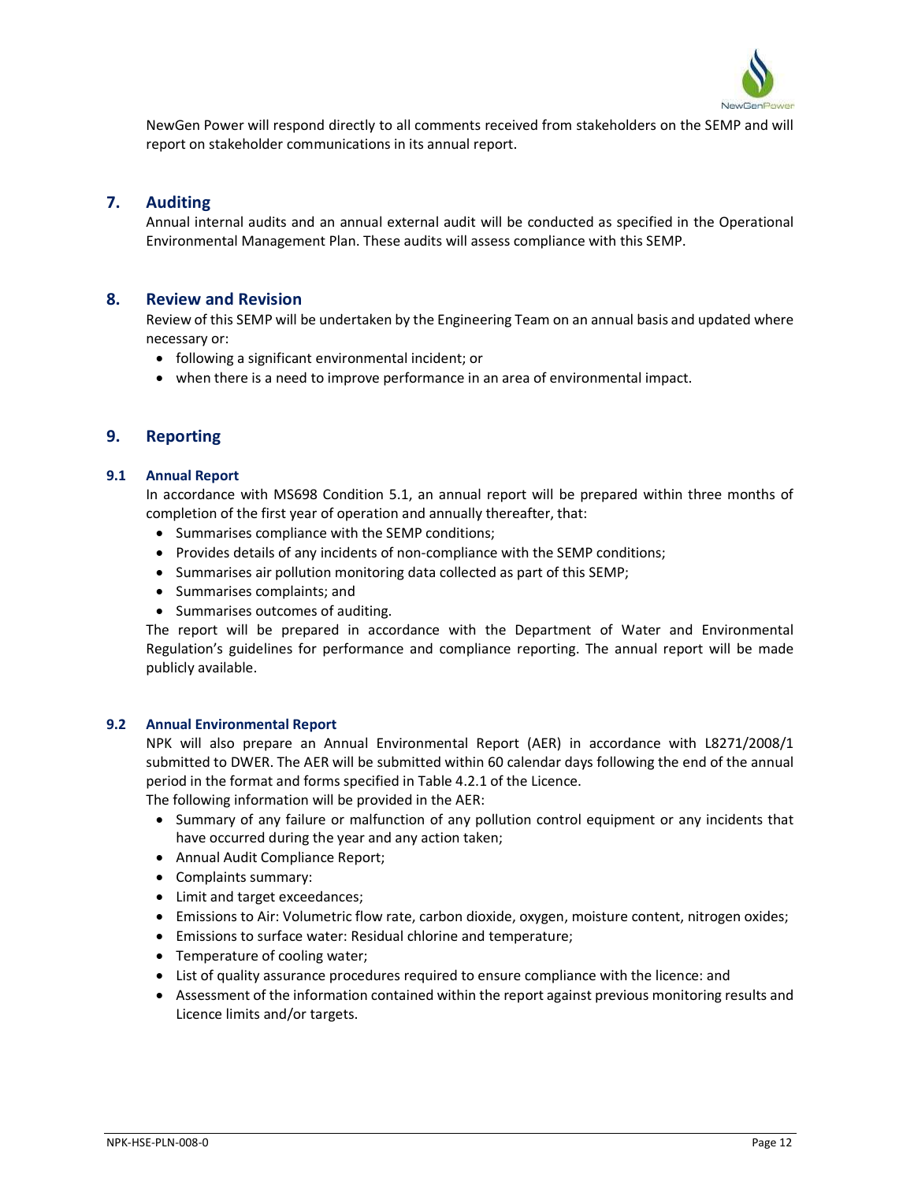NewGen Power will respond directly to all comments received from stakeholders on the SEMP and will report on stakeholder communications in its annual report.

## 7. Auditing

Annual internal audits and an annual external audit will be conducted as specified in the Operational Environmental Management Plan. These audits will assess compliance with this SEMP.

## 8. Review and Revision

Review of this SEMP will be undertaken by the Engineering Team on an annual basis and updated where necessary or:

- following a significant environmental incident; or
- when there is a need to improve performance in an area of environmental impact.

## 9. Reporting

### 9.1 Annual Report

In accordance with MS698 Condition 5.1, an annual report will be prepared within three months of completion of the first year of operation and annually thereafter, that:

- Summarises compliance with the SEMP conditions;
- Provides details of any incidents of non-compliance with the SEMP conditions;
- Summarises air pollution monitoring data collected as part of this SEMP;
- Summarises complaints; and
- Summarises outcomes of auditing.

The report will be prepared in accordance with the Department of Water and Environmental Regulation's guidelines for performance and compliance reporting. The annual report will be made publicly available.

### 9.2 Annual Environmental Report

NPK will also prepare an Annual Environmental Report (AER) in accordance with L8271/2008/1 submitted to DWER. The AER will be submitted within 60 calendar days following the end of the annual period in the format and forms specified in Table 4.2.1 of the Licence.

The following information will be provided in the AER:

- Summary of any failure or malfunction of any pollution control equipment or any incidents that have occurred during the year and any action taken;
- Annual Audit Compliance Report;
- Complaints summary:
- Limit and target exceedances;
- Emissions to Air: Volumetric flow rate, carbon dioxide, oxygen, moisture content, nitrogen oxides;
- Emissions to surface water: Residual chlorine and temperature;
- Temperature of cooling water;
- List of quality assurance procedures required to ensure compliance with the licence: and
- Assessment of the information contained within the report against previous monitoring results and Licence limits and/or targets.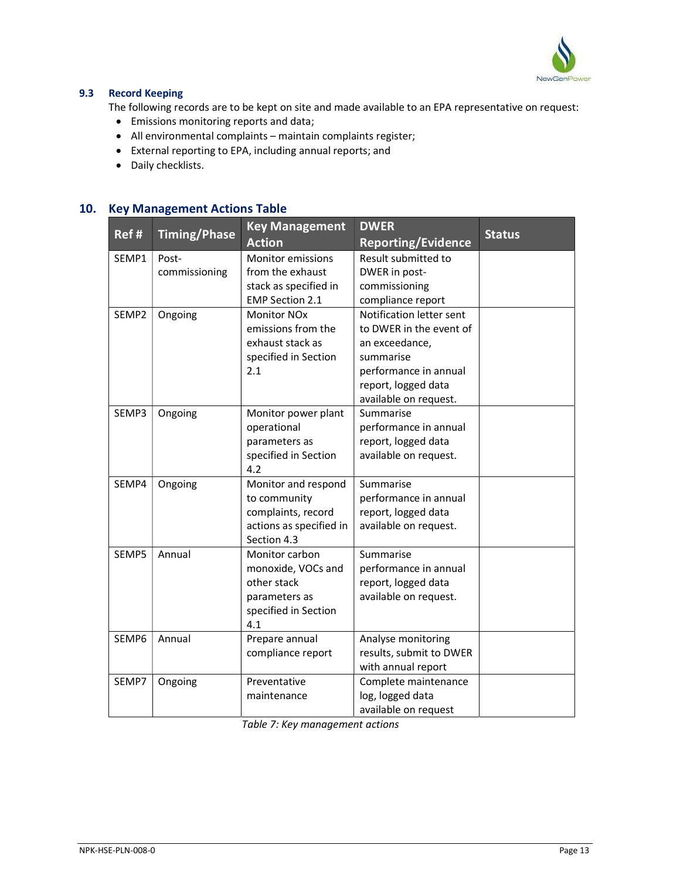### 9.3 Record Keeping

The following records are to be kept on site and made available to an EPA representative on request:

- Emissions monitoring reports and data;
- All environmental complaints – maintain complaints register;
- External reporting to EPA, including annual reports; and
- Daily checklists.

## 10. Key Management Actions Table

| Ref # | Timing/Phase | Key Management Action | DWER Reporting/Evidence | Status |
|---|---|---|---|---|
| SEMP1 | Post-commissioning | Monitor emissions from the exhaust stack as specified in EMP Section 2.1 | Result submitted to DWER in post-commissioning compliance report | |
| SEMP2 | Ongoing | Monitor NOx emissions from the exhaust stack as specified in Section 2.1 | Notification letter sent to DWER in the event of an exceedance, summarise performance in annual report, logged data available on request. | |
| SEMP3 | Ongoing | Monitor power plant operational parameters as specified in Section 4.2 | Summarise performance in annual report, logged data available on request. | |
| SEMP4 | Ongoing | Monitor and respond to community complaints, record actions as specified in Section 4.3 | Summarise performance in annual report, logged data available on request. | |
| SEMP5 | Annual | Monitor carbon monoxide, VOCs and other stack parameters as specified in Section 4.1 | Summarise performance in annual report, logged data available on request. | |
| SEMP6 | Annual | Prepare annual compliance report | Analyse monitoring results, submit to DWER with annual report | |
| SEMP7 | Ongoing | Preventative maintenance | Complete maintenance log, logged data available on request | |

*Table 7: Key management actions*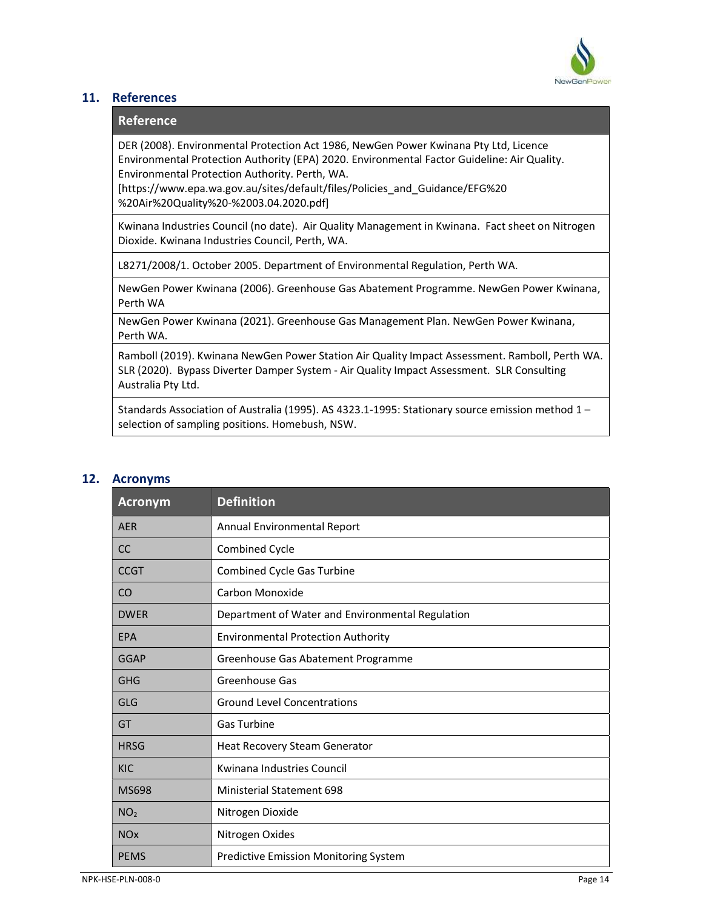## 11. References

| Reference |
|---|
| DER (2008). Environmental Protection Act 1986, NewGen Power Kwinana Pty Ltd, Licence Environmental Protection Authority (EPA) 2020. Environmental Factor Guideline: Air Quality. Environmental Protection Authority. Perth, WA. [https://www.epa.wa.gov.au/sites/default/files/Policies_and_Guidance/EFG%20 %20Air%20Quality%20-%2003.04.2020.pdf] |
| Kwinana Industries Council (no date). Air Quality Management in Kwinana. Fact sheet on Nitrogen Dioxide. Kwinana Industries Council, Perth, WA. |
| L8271/2008/1. October 2005. Department of Environmental Regulation, Perth WA. |
| NewGen Power Kwinana (2006). Greenhouse Gas Abatement Programme. NewGen Power Kwinana, Perth WA |
| NewGen Power Kwinana (2021). Greenhouse Gas Management Plan. NewGen Power Kwinana, Perth WA. |
| Ramboll (2019). Kwinana NewGen Power Station Air Quality Impact Assessment. Ramboll, Perth WA. SLR (2020). Bypass Diverter Damper System - Air Quality Impact Assessment. SLR Consulting Australia Pty Ltd. |
| Standards Association of Australia (1995). AS 4323.1-1995: Stationary source emission method 1 – selection of sampling positions. Homebush, NSW. |

## 12. Acronyms

| Acronym | Definition |
|---|---|
| AER | Annual Environmental Report |
| CC | Combined Cycle |
| CCGT | Combined Cycle Gas Turbine |
| CO | Carbon Monoxide |
| DWER | Department of Water and Environmental Regulation |
| EPA | Environmental Protection Authority |
| GGAP | Greenhouse Gas Abatement Programme |
| GHG | Greenhouse Gas |
| GLG | Ground Level Concentrations |
| GT | Gas Turbine |
| HRSG | Heat Recovery Steam Generator |
| KIC | Kwinana Industries Council |
| MS698 | Ministerial Statement 698 |
| $NO_2$ | Nitrogen Dioxide |
| NOx | Nitrogen Oxides |
| PEMS | Predictive Emission Monitoring System |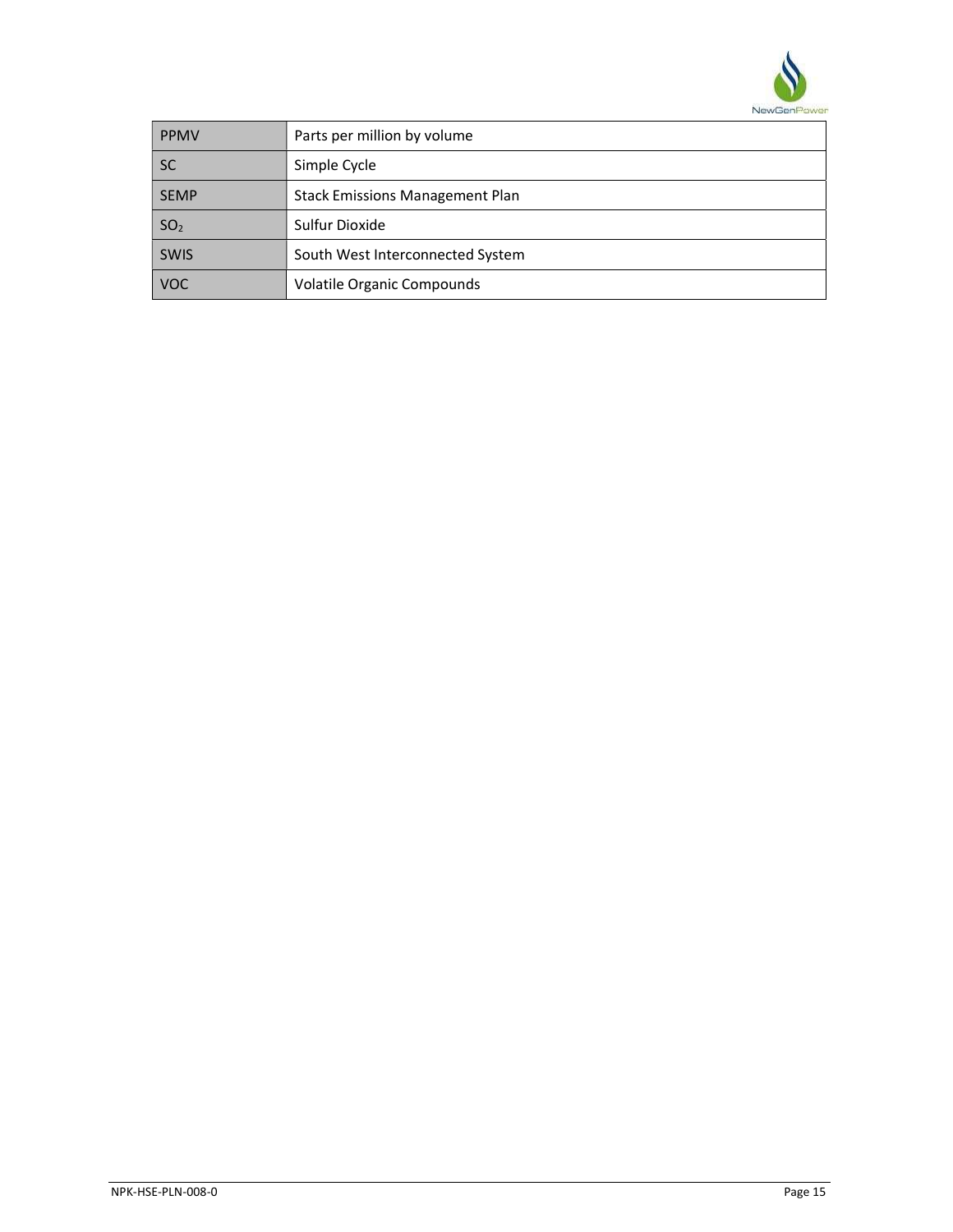| | |
|---|---|
| PPMV | Parts per million by volume |
| SC | Simple Cycle |
| SEMP | Stack Emissions Management Plan |
| $SO_2$ | Sulfur Dioxide |
| SWIS | South West Interconnected System |
| VOC | Volatile Organic Compounds |